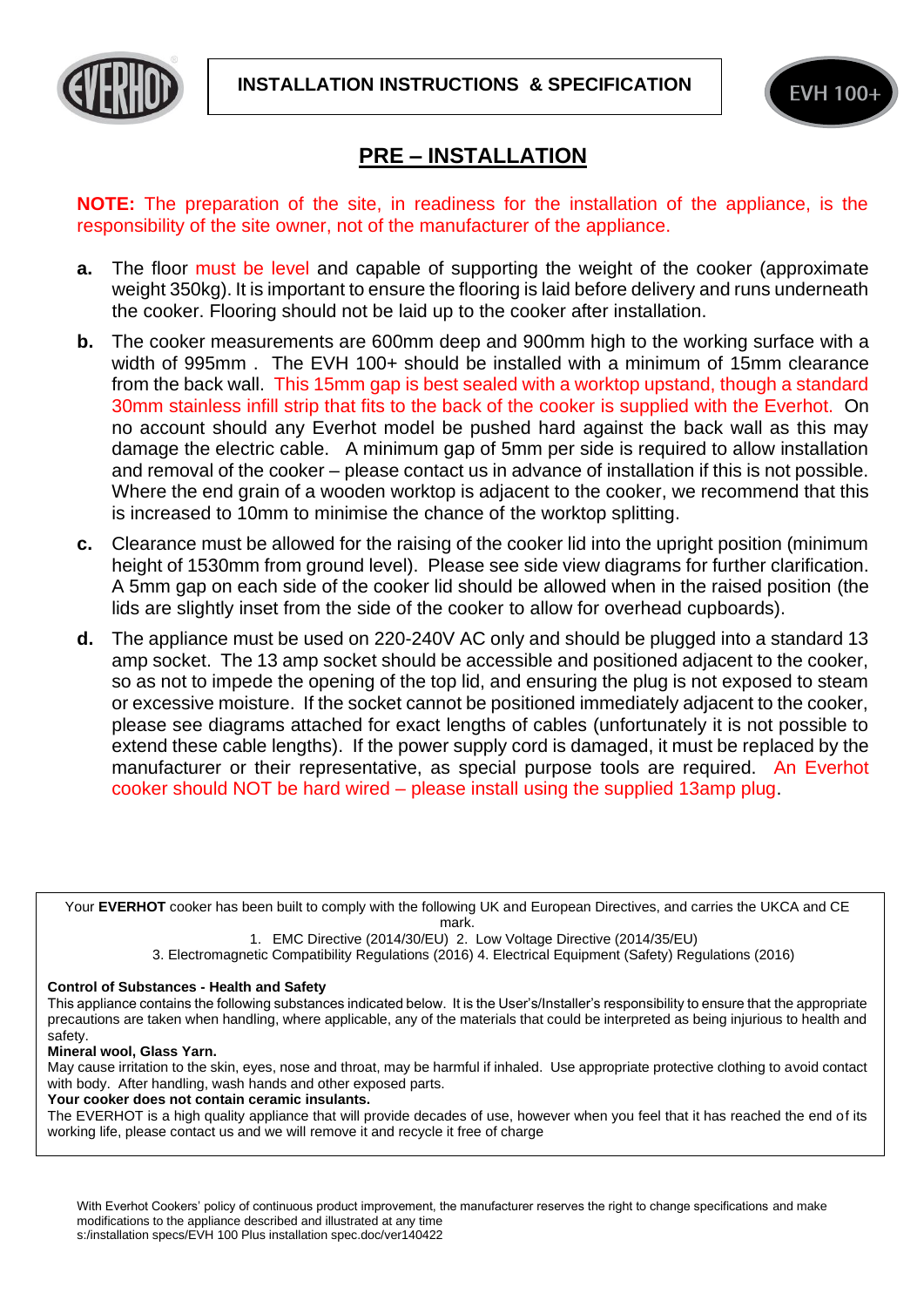INSTALLATION INSTRUCTIONS & SPECIFICATION

EVH 100+

## PRE – INSTALLATION

**NOTE:** The preparation of the site, in readiness for the installation of the appliance, is the responsibility of the site owner, not of the manufacturer of the appliance.

**a.** The floor must be level and capable of supporting the weight of the cooker (approximate weight 350kg). It is important to ensure the flooring is laid before delivery and runs underneath the cooker. Flooring should not be laid up to the cooker after installation.

**b.** The cooker measurements are 600mm deep and 900mm high to the working surface with a width of 995mm . The EVH 100+ should be installed with a minimum of 15mm clearance from the back wall. This 15mm gap is best sealed with a worktop upstand, though a standard 30mm stainless infill strip that fits to the back of the cooker is supplied with the Everhot. On no account should any Everhot model be pushed hard against the back wall as this may damage the electric cable. A minimum gap of 5mm per side is required to allow installation and removal of the cooker – please contact us in advance of installation if this is not possible. Where the end grain of a wooden worktop is adjacent to the cooker, we recommend that this is increased to 10mm to minimise the chance of the worktop splitting.

**c.** Clearance must be allowed for the raising of the cooker lid into the upright position (minimum height of 1530mm from ground level). Please see side view diagrams for further clarification. A 5mm gap on each side of the cooker lid should be allowed when in the raised position (the lids are slightly inset from the side of the cooker to allow for overhead cupboards).

**d.** The appliance must be used on 220-240V AC only and should be plugged into a standard 13 amp socket. The 13 amp socket should be accessible and positioned adjacent to the cooker, so as not to impede the opening of the top lid, and ensuring the plug is not exposed to steam or excessive moisture. If the socket cannot be positioned immediately adjacent to the cooker, please see diagrams attached for exact lengths of cables (unfortunately it is not possible to extend these cable lengths). If the power supply cord is damaged, it must be replaced by the manufacturer or their representative, as special purpose tools are required. An Everhot cooker should NOT be hard wired – please install using the supplied 13amp plug.

Your **EVERHOT** cooker has been built to comply with the following UK and European Directives, and carries the UKCA and CE mark.
1. EMC Directive (2014/30/EU) 2. Low Voltage Directive (2014/35/EU)
3. Electromagnetic Compatibility Regulations (2016) 4. Electrical Equipment (Safety) Regulations (2016)

**Control of Substances - Health and Safety**
This appliance contains the following substances indicated below. It is the User's/Installer's responsibility to ensure that the appropriate precautions are taken when handling, where applicable, any of the materials that could be interpreted as being injurious to health and safety.
**Mineral wool, Glass Yarn.**
May cause irritation to the skin, eyes, nose and throat, may be harmful if inhaled. Use appropriate protective clothing to avoid contact with body. After handling, wash hands and other exposed parts.
**Your cooker does not contain ceramic insulants.**
The EVERHOT is a high quality appliance that will provide decades of use, however when you feel that it has reached the end of its working life, please contact us and we will remove it and recycle it free of charge

With Everhot Cookers' policy of continuous product improvement, the manufacturer reserves the right to change specifications and make modifications to the appliance described and illustrated at any time
s:/installation specs/EVH 100 Plus installation spec.doc/ver140422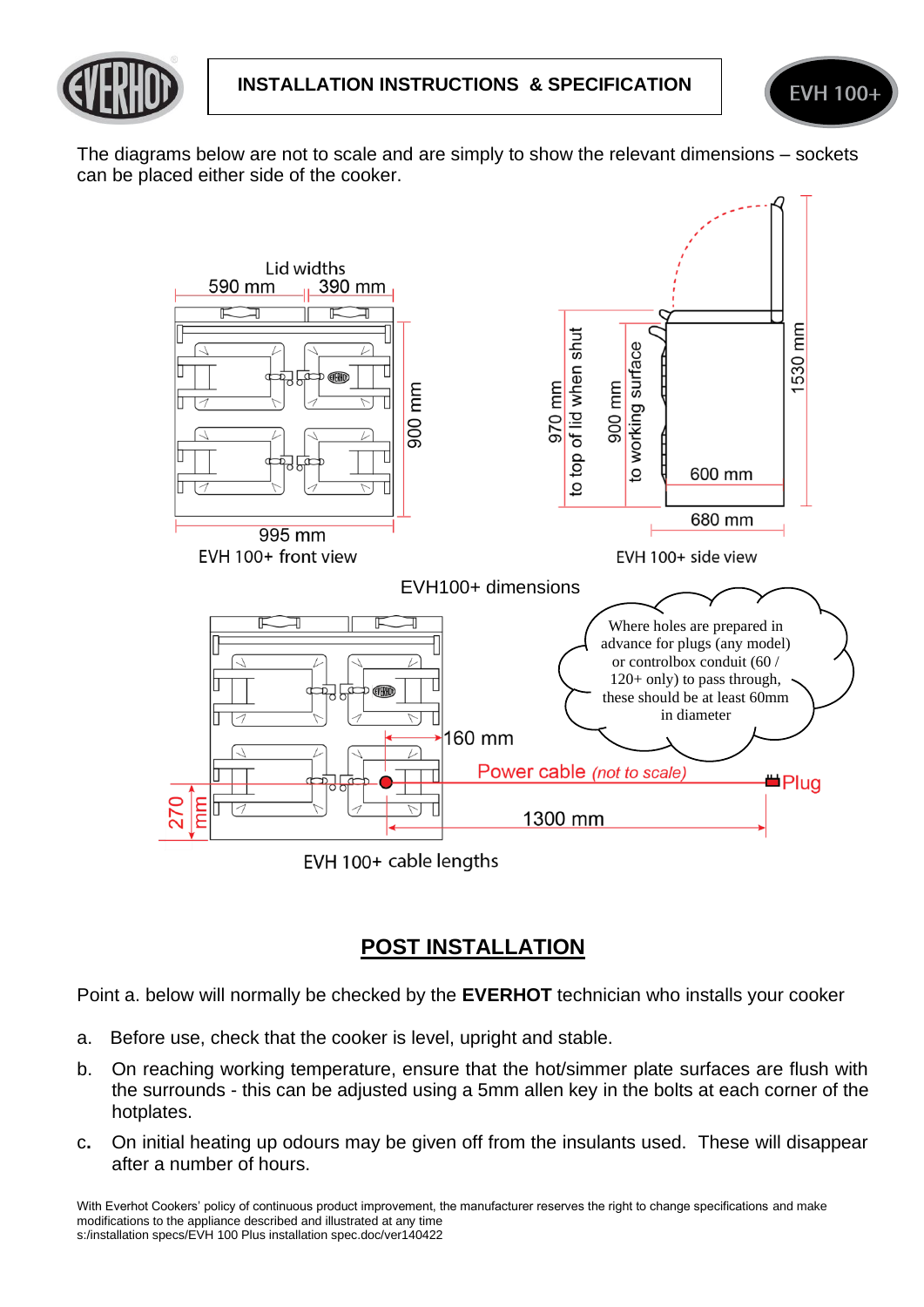INSTALLATION INSTRUCTIONS & SPECIFICATION

EVH 100+

The diagrams below are not to scale and are simply to show the relevant dimensions – sockets can be placed either side of the cooker.

Lid widths
590 mm
390 mm
900 mm
995 mm
EVH 100+ front view

970 mm
to top of lid when shut
900 mm
to working surface
600 mm
680 mm
1530 mm
EVH 100+ side view

EVH100+ dimensions

Where holes are prepared in advance for plugs (any model) or controlbox conduit (60 / 120+ only) to pass through, these should be at least 60mm in diameter

160 mm
Power cable *(not to scale)*
Plug
270 mm
1300 mm

EVH 100+ cable lengths

## POST INSTALLATION

Point a. below will normally be checked by the **EVERHOT** technician who installs your cooker

a. Before use, check that the cooker is level, upright and stable.

b. On reaching working temperature, ensure that the hot/simmer plate surfaces are flush with the surrounds - this can be adjusted using a 5mm allen key in the bolts at each corner of the hotplates.

c. On initial heating up odours may be given off from the insulants used. These will disappear after a number of hours.

With Everhot Cookers' policy of continuous product improvement, the manufacturer reserves the right to change specifications and make modifications to the appliance described and illustrated at any time
s:/installation specs/EVH 100 Plus installation spec.doc/ver140422